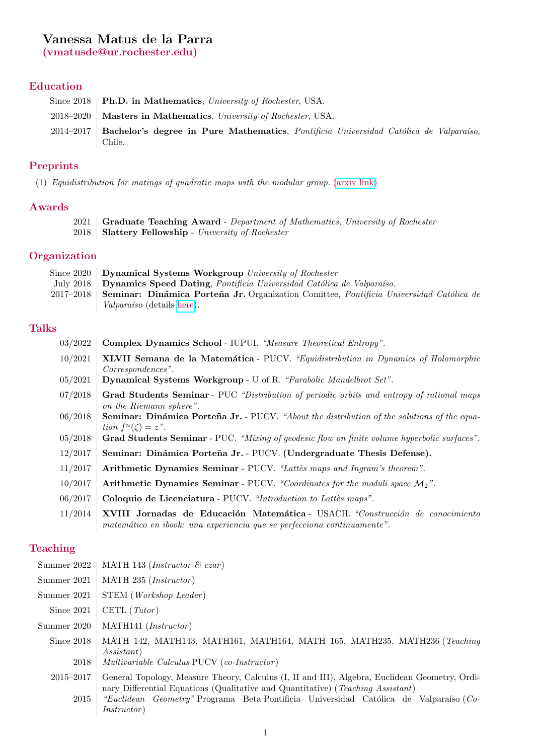# Vanessa Matus de la Parra

**(vmatusde@ur.rochester.edu)**

## Education

| | |
|---|---|
| Since 2018 | **Ph.D. in Mathematics**, *University of Rochester*, USA. |
| 2018–2020 | **Masters in Mathematics**, *University of Rochester*, USA. |
| 2014–2017 | **Bachelor's degree in Pure Mathematics**, *Pontificia Universidad Católica de Valparaíso*, Chile. |

## Preprints

(1) *Equidistribution for matings of quadratic maps with the modular group.* (arxiv link)

## Awards

| | |
|---|---|
| 2021 | **Graduate Teaching Award** - *Department of Mathematics, University of Rochester* |
| 2018 | **Slattery Fellowship** - *University of Rochester* |

## Organization

| | |
|---|---|
| Since 2020 | **Dynamical Systems Workgroup** *University of Rochester* |
| July 2018 | **Dynamics Speed Dating**, *Pontificia Universidad Católica de Valparaíso.* |
| 2017–2018 | **Seminar: Dinámica Porteña Jr.** Organization Comittee, *Pontificia Universidad Católica de Valparaíso* (details here). |

## Talks

| | |
|---|---|
| 03/2022 | **Complex Dynamics School** - IUPUI. *"Measure Theoretical Entropy".* |
| 10/2021 | **XLVII Semana de la Matemática** - PUCV. *"Equidistribution in Dynamics of Holomorphic Correspondences".* |
| 05/2021 | **Dynamical Systems Workgroup** - U of R. *"Parabolic Mandelbrot Set".* |
| 07/2018 | **Grad Students Seminar** - PUC *"Distribution of periodic orbits and entropy of rational maps on the Riemann sphere".* |
| 06/2018 | **Seminar: Dinámica Porteña Jr.** - PUCV. *"About the distribution of the solutions of the equation $f^n(\zeta) = z$".* |
| 05/2018 | **Grad Students Seminar** - PUC. *"Mixing of geodesic flow on finite volume hyperbolic surfaces".* |
| 12/2017 | **Seminar: Dinámica Porteña Jr.** - PUCV. **(Undergraduate Thesis Defense).** |
| 11/2017 | **Arithmetic Dynamics Seminar** - PUCV. *"Lattès maps and Ingram's theorem".* |
| 10/2017 | **Arithmetic Dynamics Seminar** - PUCV. *"Coordinates for the moduli space $\mathcal{M}_2$".* |
| 06/2017 | **Coloquio de Licenciatura** - PUCV. *"Introduction to Lattès maps".* |
| 11/2014 | **XVIII Jornadas de Educación Matemática** - USACH. *"Construcción de conocimiento matemático en ibook: una experiencia que se perfecciona continuamente".* |

## Teaching

| | |
|---|---|
| Summer 2022 | MATH 143 (*Instructor & czar*) |
| Summer 2021 | MATH 235 (*Instructor*) |
| Summer 2021 | STEM (*Workshop Leader*) |
| Since 2021 | CETL (*Tutor*) |
| Summer 2020 | MATH141 (*Instructor*) |
| Since 2018 | MATH 142, MATH143, MATH161, MATH164, MATH 165, MATH235, MATH236 (*Teaching Assistant*) |
| 2018 | *Multivariable Calculus* PUCV (*co-Instructor*) |
| 2015–2017 | General Topology, Measure Theory, Calculus (I, II and III), Algebra, Euclidean Geometry, Ordinary Differential Equations (Qualitative and Quantitative) (*Teaching Assistant*) |
| 2015 | *"Euclidean Geometry"* Programa Beta Pontificia Universidad Católica de Valparaíso (*Co-Instructor*) |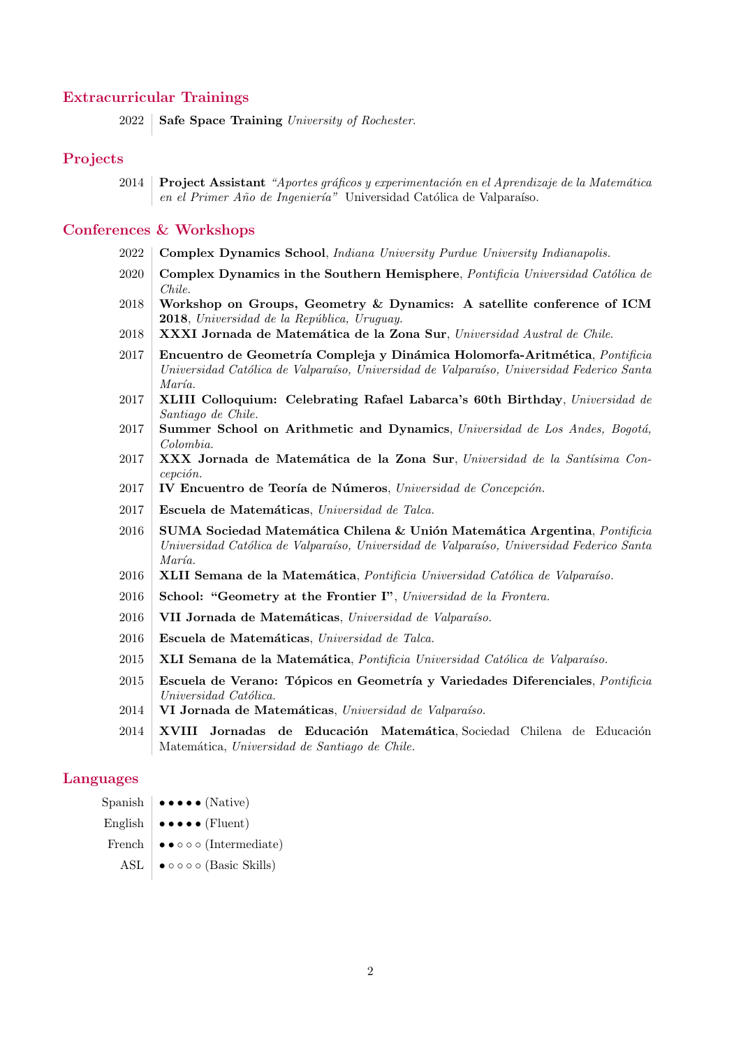## Extracurricular Trainings

2022 **Safe Space Training** *University of Rochester.*

## Projects

2014 **Project Assistant** *"Aportes gráficos y experimentación en el Aprendizaje de la Matemática en el Primer Año de Ingeniería"* Universidad Católica de Valparaíso.

## Conferences & Workshops

- 2022 **Complex Dynamics School**, *Indiana University Purdue University Indianapolis.*
- 2020 **Complex Dynamics in the Southern Hemisphere**, *Pontificia Universidad Católica de Chile.*
- 2018 **Workshop on Groups, Geometry & Dynamics: A satellite conference of ICM 2018**, *Universidad de la República, Uruguay.*
- 2018 **XXXI Jornada de Matemática de la Zona Sur**, *Universidad Austral de Chile.*
- 2017 **Encuentro de Geometría Compleja y Dinámica Holomorfa-Aritmética**, *Pontificia Universidad Católica de Valparaíso, Universidad de Valparaíso, Universidad Federico Santa María.*
- 2017 **XLIII Colloquium: Celebrating Rafael Labarca's 60th Birthday**, *Universidad de Santiago de Chile.*
- 2017 **Summer School on Arithmetic and Dynamics**, *Universidad de Los Andes, Bogotá, Colombia.*
- 2017 **XXX Jornada de Matemática de la Zona Sur**, *Universidad de la Santísima Concepción.*
- 2017 **IV Encuentro de Teoría de Números**, *Universidad de Concepción.*
- 2017 **Escuela de Matemáticas**, *Universidad de Talca.*
- 2016 **SUMA Sociedad Matemática Chilena & Unión Matemática Argentina**, *Pontificia Universidad Católica de Valparaíso, Universidad de Valparaíso, Universidad Federico Santa María.*
- 2016 **XLII Semana de la Matemática**, *Pontificia Universidad Católica de Valparaíso.*
- 2016 **School: "Geometry at the Frontier I"**, *Universidad de la Frontera.*
- 2016 **VII Jornada de Matemáticas**, *Universidad de Valparaíso.*
- 2016 **Escuela de Matemáticas**, *Universidad de Talca.*
- 2015 **XLI Semana de la Matemática**, *Pontificia Universidad Católica de Valparaíso.*
- 2015 **Escuela de Verano: Tópicos en Geometría y Variedades Diferenciales**, *Pontificia Universidad Católica.*
- 2014 **VI Jornada de Matemáticas**, *Universidad de Valparaíso.*
- 2014 **XVIII Jornadas de Educación Matemática**, Sociedad Chilena de Educación Matemática, *Universidad de Santiago de Chile.*

## Languages

- Spanish ●●●●● (Native)
- English ●●●●● (Fluent)
- French ●●○○○ (Intermediate)
- ASL ●○○○○ (Basic Skills)